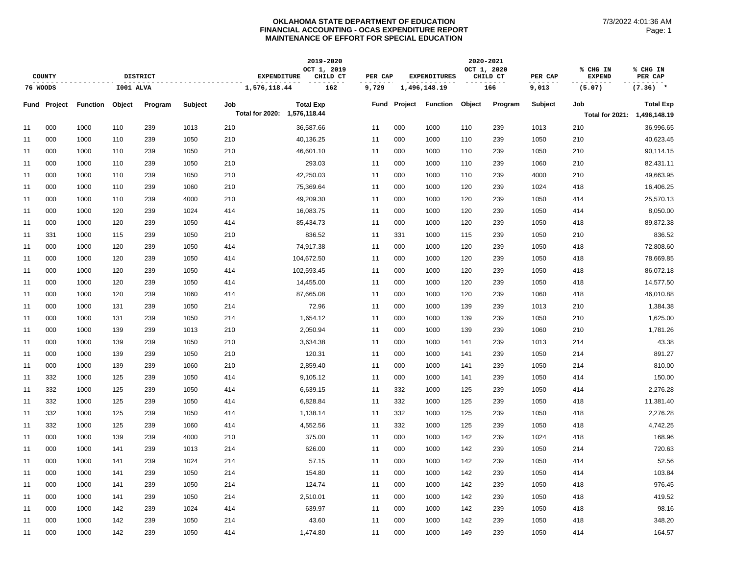# OKLAHOMA STATE DEPARTMENT OF EDUCATION
## FINANCIAL ACCOUNTING - OCAS EXPENDITURE REPORT
## MAINTENANCE OF EFFORT FOR SPECIAL EDUCATION

7/3/2022 4:01:36 AM

| COUNTY | DISTRICT | 2019-2020 EXPENDITURE | 2019-2020 OCT 1, 2019 CHILD CT | PER CAP | 2020-2021 EXPENDITURES | 2020-2021 OCT 1, 2020 CHILD CT | PER CAP | % CHG IN EXPEND | % CHG IN PER CAP |
|---|---|---|---|---|---|---|---|---|---|
| 76 WOODS | I001 ALVA | 1,576,118.44 | 162 | 9,729 | 1,496,148.19 | 166 | 9,013 | (5.07) | (7.36) * |

| Fund | Project | Function | Object | Program | Subject | Job | Total Exp | Fund | Project | Function | Object | Program | Subject | Job | Total Exp |
|---|---|---|---|---|---|---|---|---|---|---|---|---|---|---|---|
| | | | | | | Total for 2020: | 1,576,118.44 | | | | | | | Total for 2021: | 1,496,148.19 |
| 11 | 000 | 1000 | 110 | 239 | 1013 | 210 | 36,587.66 | 11 | 000 | 1000 | 110 | 239 | 1013 | 210 | 36,996.65 |
| 11 | 000 | 1000 | 110 | 239 | 1050 | 210 | 40,136.25 | 11 | 000 | 1000 | 110 | 239 | 1050 | 210 | 40,623.45 |
| 11 | 000 | 1000 | 110 | 239 | 1050 | 210 | 46,601.10 | 11 | 000 | 1000 | 110 | 239 | 1050 | 210 | 90,114.15 |
| 11 | 000 | 1000 | 110 | 239 | 1050 | 210 | 293.03 | 11 | 000 | 1000 | 110 | 239 | 1060 | 210 | 82,431.11 |
| 11 | 000 | 1000 | 110 | 239 | 1050 | 210 | 42,250.03 | 11 | 000 | 1000 | 110 | 239 | 4000 | 210 | 49,663.95 |
| 11 | 000 | 1000 | 110 | 239 | 1060 | 210 | 75,369.64 | 11 | 000 | 1000 | 120 | 239 | 1024 | 418 | 16,406.25 |
| 11 | 000 | 1000 | 110 | 239 | 4000 | 210 | 49,209.30 | 11 | 000 | 1000 | 120 | 239 | 1050 | 414 | 25,570.13 |
| 11 | 000 | 1000 | 120 | 239 | 1024 | 414 | 16,083.75 | 11 | 000 | 1000 | 120 | 239 | 1050 | 414 | 8,050.00 |
| 11 | 000 | 1000 | 120 | 239 | 1050 | 414 | 85,434.73 | 11 | 000 | 1000 | 120 | 239 | 1050 | 418 | 89,872.38 |
| 11 | 331 | 1000 | 115 | 239 | 1050 | 210 | 836.52 | 11 | 331 | 1000 | 115 | 239 | 1050 | 210 | 836.52 |
| 11 | 000 | 1000 | 120 | 239 | 1050 | 414 | 74,917.38 | 11 | 000 | 1000 | 120 | 239 | 1050 | 418 | 72,808.60 |
| 11 | 000 | 1000 | 120 | 239 | 1050 | 414 | 104,672.50 | 11 | 000 | 1000 | 120 | 239 | 1050 | 418 | 78,669.85 |
| 11 | 000 | 1000 | 120 | 239 | 1050 | 414 | 102,593.45 | 11 | 000 | 1000 | 120 | 239 | 1050 | 418 | 86,072.18 |
| 11 | 000 | 1000 | 120 | 239 | 1050 | 414 | 14,455.00 | 11 | 000 | 1000 | 120 | 239 | 1050 | 418 | 14,577.50 |
| 11 | 000 | 1000 | 120 | 239 | 1060 | 414 | 87,665.08 | 11 | 000 | 1000 | 120 | 239 | 1060 | 418 | 46,010.88 |
| 11 | 000 | 1000 | 131 | 239 | 1050 | 214 | 72.96 | 11 | 000 | 1000 | 139 | 239 | 1013 | 210 | 1,384.38 |
| 11 | 000 | 1000 | 131 | 239 | 1050 | 214 | 1,654.12 | 11 | 000 | 1000 | 139 | 239 | 1050 | 210 | 1,625.00 |
| 11 | 000 | 1000 | 139 | 239 | 1013 | 210 | 2,050.94 | 11 | 000 | 1000 | 139 | 239 | 1060 | 210 | 1,781.26 |
| 11 | 000 | 1000 | 139 | 239 | 1050 | 210 | 3,634.38 | 11 | 000 | 1000 | 141 | 239 | 1013 | 214 | 43.38 |
| 11 | 000 | 1000 | 139 | 239 | 1050 | 210 | 120.31 | 11 | 000 | 1000 | 141 | 239 | 1050 | 214 | 891.27 |
| 11 | 000 | 1000 | 139 | 239 | 1060 | 210 | 2,859.40 | 11 | 000 | 1000 | 141 | 239 | 1050 | 214 | 810.00 |
| 11 | 332 | 1000 | 125 | 239 | 1050 | 414 | 9,105.12 | 11 | 000 | 1000 | 141 | 239 | 1050 | 414 | 150.00 |
| 11 | 332 | 1000 | 125 | 239 | 1050 | 414 | 6,639.15 | 11 | 332 | 1000 | 125 | 239 | 1050 | 414 | 2,276.28 |
| 11 | 332 | 1000 | 125 | 239 | 1050 | 414 | 6,828.84 | 11 | 332 | 1000 | 125 | 239 | 1050 | 418 | 11,381.40 |
| 11 | 332 | 1000 | 125 | 239 | 1050 | 414 | 1,138.14 | 11 | 332 | 1000 | 125 | 239 | 1050 | 418 | 2,276.28 |
| 11 | 332 | 1000 | 125 | 239 | 1060 | 414 | 4,552.56 | 11 | 332 | 1000 | 125 | 239 | 1050 | 418 | 4,742.25 |
| 11 | 000 | 1000 | 139 | 239 | 4000 | 210 | 375.00 | 11 | 000 | 1000 | 142 | 239 | 1024 | 418 | 168.96 |
| 11 | 000 | 1000 | 141 | 239 | 1013 | 214 | 626.00 | 11 | 000 | 1000 | 142 | 239 | 1050 | 214 | 720.63 |
| 11 | 000 | 1000 | 141 | 239 | 1024 | 214 | 57.15 | 11 | 000 | 1000 | 142 | 239 | 1050 | 414 | 52.56 |
| 11 | 000 | 1000 | 141 | 239 | 1050 | 214 | 154.80 | 11 | 000 | 1000 | 142 | 239 | 1050 | 414 | 103.84 |
| 11 | 000 | 1000 | 141 | 239 | 1050 | 214 | 124.74 | 11 | 000 | 1000 | 142 | 239 | 1050 | 418 | 976.45 |
| 11 | 000 | 1000 | 141 | 239 | 1050 | 214 | 2,510.01 | 11 | 000 | 1000 | 142 | 239 | 1050 | 418 | 419.52 |
| 11 | 000 | 1000 | 142 | 239 | 1024 | 414 | 639.97 | 11 | 000 | 1000 | 142 | 239 | 1050 | 418 | 98.16 |
| 11 | 000 | 1000 | 142 | 239 | 1050 | 214 | 43.60 | 11 | 000 | 1000 | 142 | 239 | 1050 | 418 | 348.20 |
| 11 | 000 | 1000 | 142 | 239 | 1050 | 414 | 1,474.80 | 11 | 000 | 1000 | 149 | 239 | 1050 | 414 | 164.57 |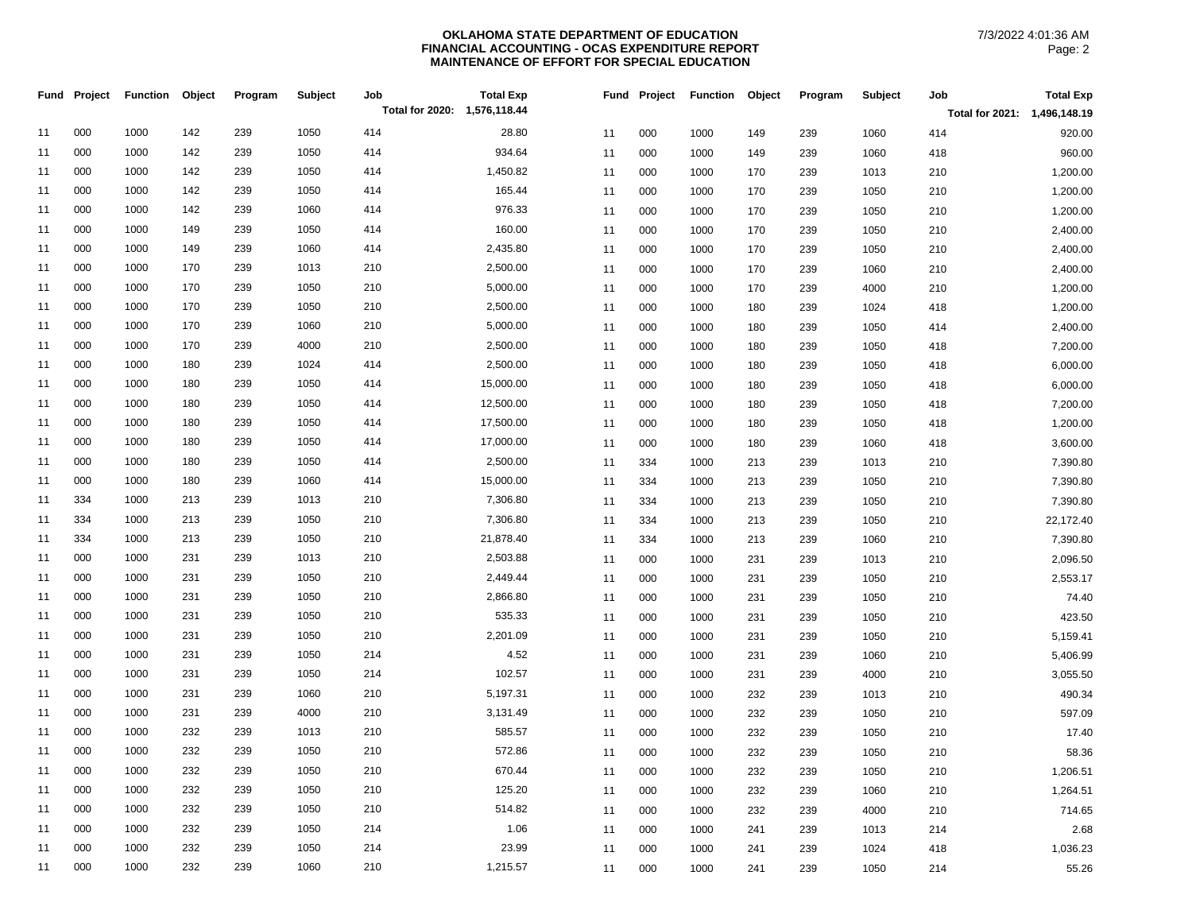**OKLAHOMA STATE DEPARTMENT OF EDUCATION**
**FINANCIAL ACCOUNTING - OCAS EXPENDITURE REPORT**
**MAINTENANCE OF EFFORT FOR SPECIAL EDUCATION**

7/3/2022 4:01:36 AM

| Fund | Project | Function | Object | Program | Subject | Job | Total Exp |
|---|---|---|---|---|---|---|---|
| | | | | | | **Total for 2020:** | **1,576,118.44** |
| 11 | 000 | 1000 | 142 | 239 | 1050 | 414 | 28.80 |
| 11 | 000 | 1000 | 142 | 239 | 1050 | 414 | 934.64 |
| 11 | 000 | 1000 | 142 | 239 | 1050 | 414 | 1,450.82 |
| 11 | 000 | 1000 | 142 | 239 | 1050 | 414 | 165.44 |
| 11 | 000 | 1000 | 142 | 239 | 1060 | 414 | 976.33 |
| 11 | 000 | 1000 | 149 | 239 | 1050 | 414 | 160.00 |
| 11 | 000 | 1000 | 149 | 239 | 1060 | 414 | 2,435.80 |
| 11 | 000 | 1000 | 170 | 239 | 1013 | 210 | 2,500.00 |
| 11 | 000 | 1000 | 170 | 239 | 1050 | 210 | 5,000.00 |
| 11 | 000 | 1000 | 170 | 239 | 1050 | 210 | 2,500.00 |
| 11 | 000 | 1000 | 170 | 239 | 1060 | 210 | 5,000.00 |
| 11 | 000 | 1000 | 170 | 239 | 4000 | 210 | 2,500.00 |
| 11 | 000 | 1000 | 180 | 239 | 1024 | 414 | 2,500.00 |
| 11 | 000 | 1000 | 180 | 239 | 1050 | 414 | 15,000.00 |
| 11 | 000 | 1000 | 180 | 239 | 1050 | 414 | 12,500.00 |
| 11 | 000 | 1000 | 180 | 239 | 1050 | 414 | 17,500.00 |
| 11 | 000 | 1000 | 180 | 239 | 1050 | 414 | 17,000.00 |
| 11 | 000 | 1000 | 180 | 239 | 1050 | 414 | 2,500.00 |
| 11 | 000 | 1000 | 180 | 239 | 1060 | 414 | 15,000.00 |
| 11 | 334 | 1000 | 213 | 239 | 1013 | 210 | 7,306.80 |
| 11 | 334 | 1000 | 213 | 239 | 1050 | 210 | 7,306.80 |
| 11 | 334 | 1000 | 213 | 239 | 1050 | 210 | 21,878.40 |
| 11 | 000 | 1000 | 231 | 239 | 1013 | 210 | 2,503.88 |
| 11 | 000 | 1000 | 231 | 239 | 1050 | 210 | 2,449.44 |
| 11 | 000 | 1000 | 231 | 239 | 1050 | 210 | 2,866.80 |
| 11 | 000 | 1000 | 231 | 239 | 1050 | 210 | 535.33 |
| 11 | 000 | 1000 | 231 | 239 | 1050 | 210 | 2,201.09 |
| 11 | 000 | 1000 | 231 | 239 | 1050 | 214 | 4.52 |
| 11 | 000 | 1000 | 231 | 239 | 1050 | 214 | 102.57 |
| 11 | 000 | 1000 | 231 | 239 | 1060 | 210 | 5,197.31 |
| 11 | 000 | 1000 | 231 | 239 | 4000 | 210 | 3,131.49 |
| 11 | 000 | 1000 | 232 | 239 | 1013 | 210 | 585.57 |
| 11 | 000 | 1000 | 232 | 239 | 1050 | 210 | 572.86 |
| 11 | 000 | 1000 | 232 | 239 | 1050 | 210 | 670.44 |
| 11 | 000 | 1000 | 232 | 239 | 1050 | 210 | 125.20 |
| 11 | 000 | 1000 | 232 | 239 | 1050 | 210 | 514.82 |
| 11 | 000 | 1000 | 232 | 239 | 1050 | 214 | 1.06 |
| 11 | 000 | 1000 | 232 | 239 | 1050 | 214 | 23.99 |
| 11 | 000 | 1000 | 232 | 239 | 1060 | 210 | 1,215.57 |

| Fund | Project | Function | Object | Program | Subject | Job | Total Exp |
|---|---|---|---|---|---|---|---|
| | | | | | | **Total for 2021:** | **1,496,148.19** |
| 11 | 000 | 1000 | 149 | 239 | 1060 | 414 | 920.00 |
| 11 | 000 | 1000 | 149 | 239 | 1060 | 418 | 960.00 |
| 11 | 000 | 1000 | 170 | 239 | 1013 | 210 | 1,200.00 |
| 11 | 000 | 1000 | 170 | 239 | 1050 | 210 | 1,200.00 |
| 11 | 000 | 1000 | 170 | 239 | 1050 | 210 | 1,200.00 |
| 11 | 000 | 1000 | 170 | 239 | 1050 | 210 | 2,400.00 |
| 11 | 000 | 1000 | 170 | 239 | 1050 | 210 | 2,400.00 |
| 11 | 000 | 1000 | 170 | 239 | 1060 | 210 | 2,400.00 |
| 11 | 000 | 1000 | 170 | 239 | 4000 | 210 | 1,200.00 |
| 11 | 000 | 1000 | 180 | 239 | 1024 | 418 | 1,200.00 |
| 11 | 000 | 1000 | 180 | 239 | 1050 | 414 | 2,400.00 |
| 11 | 000 | 1000 | 180 | 239 | 1050 | 418 | 7,200.00 |
| 11 | 000 | 1000 | 180 | 239 | 1050 | 418 | 6,000.00 |
| 11 | 000 | 1000 | 180 | 239 | 1050 | 418 | 6,000.00 |
| 11 | 000 | 1000 | 180 | 239 | 1050 | 418 | 7,200.00 |
| 11 | 000 | 1000 | 180 | 239 | 1050 | 418 | 1,200.00 |
| 11 | 000 | 1000 | 180 | 239 | 1060 | 418 | 3,600.00 |
| 11 | 334 | 1000 | 213 | 239 | 1013 | 210 | 7,390.80 |
| 11 | 334 | 1000 | 213 | 239 | 1050 | 210 | 7,390.80 |
| 11 | 334 | 1000 | 213 | 239 | 1050 | 210 | 7,390.80 |
| 11 | 334 | 1000 | 213 | 239 | 1050 | 210 | 22,172.40 |
| 11 | 334 | 1000 | 213 | 239 | 1060 | 210 | 7,390.80 |
| 11 | 000 | 1000 | 231 | 239 | 1013 | 210 | 2,096.50 |
| 11 | 000 | 1000 | 231 | 239 | 1050 | 210 | 2,553.17 |
| 11 | 000 | 1000 | 231 | 239 | 1050 | 210 | 74.40 |
| 11 | 000 | 1000 | 231 | 239 | 1050 | 210 | 423.50 |
| 11 | 000 | 1000 | 231 | 239 | 1050 | 210 | 5,159.41 |
| 11 | 000 | 1000 | 231 | 239 | 1060 | 210 | 5,406.99 |
| 11 | 000 | 1000 | 231 | 239 | 4000 | 210 | 3,055.50 |
| 11 | 000 | 1000 | 232 | 239 | 1013 | 210 | 490.34 |
| 11 | 000 | 1000 | 232 | 239 | 1050 | 210 | 597.09 |
| 11 | 000 | 1000 | 232 | 239 | 1050 | 210 | 17.40 |
| 11 | 000 | 1000 | 232 | 239 | 1050 | 210 | 58.36 |
| 11 | 000 | 1000 | 232 | 239 | 1050 | 210 | 1,206.51 |
| 11 | 000 | 1000 | 232 | 239 | 1060 | 210 | 1,264.51 |
| 11 | 000 | 1000 | 232 | 239 | 4000 | 210 | 714.65 |
| 11 | 000 | 1000 | 241 | 239 | 1013 | 214 | 2.68 |
| 11 | 000 | 1000 | 241 | 239 | 1024 | 418 | 1,036.23 |
| 11 | 000 | 1000 | 241 | 239 | 1050 | 214 | 55.26 |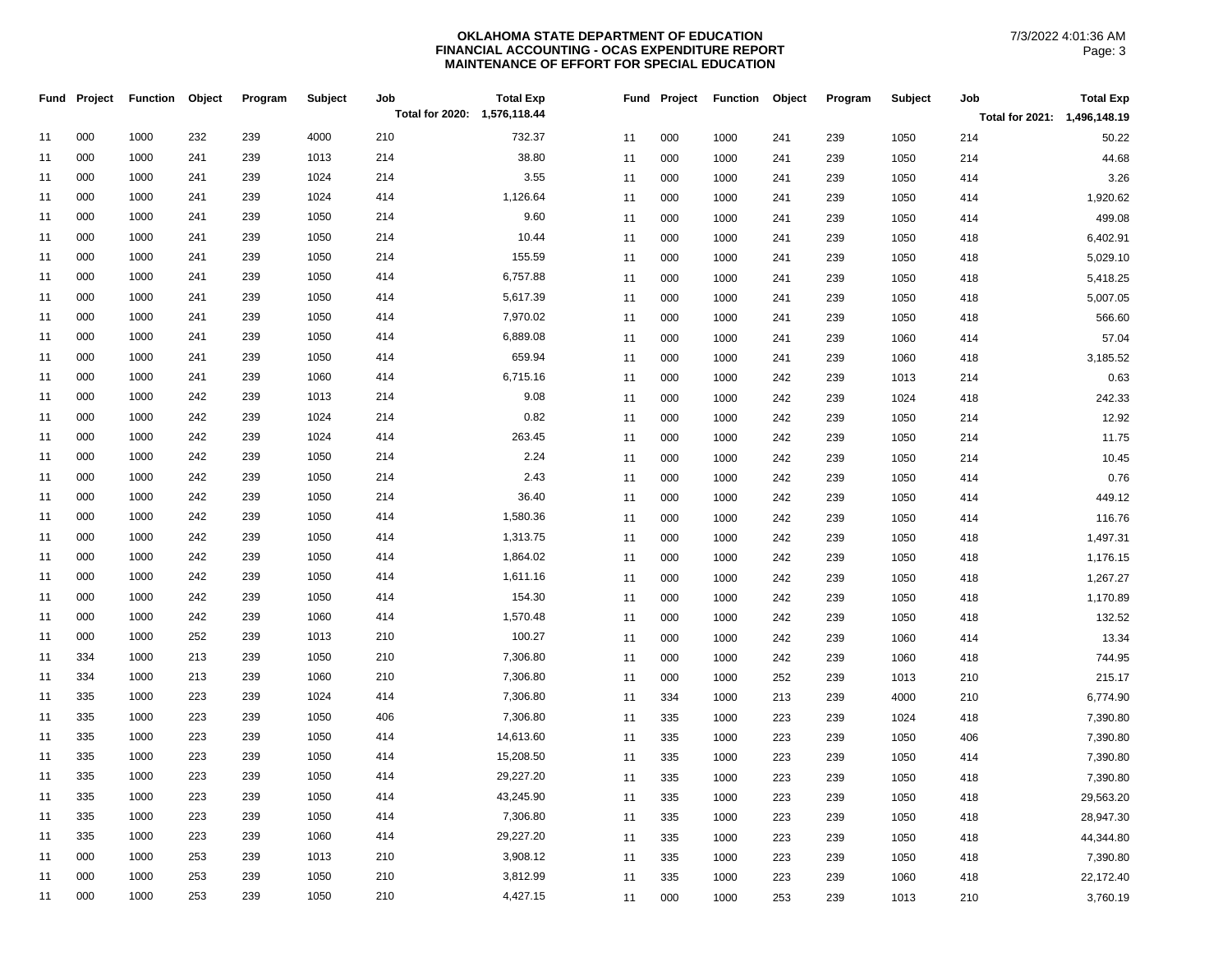**OKLAHOMA STATE DEPARTMENT OF EDUCATION**
**FINANCIAL ACCOUNTING - OCAS EXPENDITURE REPORT**
**MAINTENANCE OF EFFORT FOR SPECIAL EDUCATION**

7/3/2022 4:01:36 AM

| Fund | Project | Function | Object | Program | Subject | Job | Total Exp |
|---|---|---|---|---|---|---|---|
| | | | | | | Total for 2020: | 1,576,118.44 |
| 11 | 000 | 1000 | 232 | 239 | 4000 | 210 | 732.37 |
| 11 | 000 | 1000 | 241 | 239 | 1013 | 214 | 38.80 |
| 11 | 000 | 1000 | 241 | 239 | 1024 | 214 | 3.55 |
| 11 | 000 | 1000 | 241 | 239 | 1024 | 414 | 1,126.64 |
| 11 | 000 | 1000 | 241 | 239 | 1050 | 214 | 9.60 |
| 11 | 000 | 1000 | 241 | 239 | 1050 | 214 | 10.44 |
| 11 | 000 | 1000 | 241 | 239 | 1050 | 214 | 155.59 |
| 11 | 000 | 1000 | 241 | 239 | 1050 | 414 | 6,757.88 |
| 11 | 000 | 1000 | 241 | 239 | 1050 | 414 | 5,617.39 |
| 11 | 000 | 1000 | 241 | 239 | 1050 | 414 | 7,970.02 |
| 11 | 000 | 1000 | 241 | 239 | 1050 | 414 | 6,889.08 |
| 11 | 000 | 1000 | 241 | 239 | 1050 | 414 | 659.94 |
| 11 | 000 | 1000 | 241 | 239 | 1060 | 414 | 6,715.16 |
| 11 | 000 | 1000 | 242 | 239 | 1013 | 214 | 9.08 |
| 11 | 000 | 1000 | 242 | 239 | 1024 | 214 | 0.82 |
| 11 | 000 | 1000 | 242 | 239 | 1024 | 414 | 263.45 |
| 11 | 000 | 1000 | 242 | 239 | 1050 | 214 | 2.24 |
| 11 | 000 | 1000 | 242 | 239 | 1050 | 214 | 2.43 |
| 11 | 000 | 1000 | 242 | 239 | 1050 | 214 | 36.40 |
| 11 | 000 | 1000 | 242 | 239 | 1050 | 414 | 1,580.36 |
| 11 | 000 | 1000 | 242 | 239 | 1050 | 414 | 1,313.75 |
| 11 | 000 | 1000 | 242 | 239 | 1050 | 414 | 1,864.02 |
| 11 | 000 | 1000 | 242 | 239 | 1050 | 414 | 1,611.16 |
| 11 | 000 | 1000 | 242 | 239 | 1050 | 414 | 154.30 |
| 11 | 000 | 1000 | 242 | 239 | 1060 | 414 | 1,570.48 |
| 11 | 000 | 1000 | 252 | 239 | 1013 | 210 | 100.27 |
| 11 | 334 | 1000 | 213 | 239 | 1050 | 210 | 7,306.80 |
| 11 | 334 | 1000 | 213 | 239 | 1060 | 210 | 7,306.80 |
| 11 | 335 | 1000 | 223 | 239 | 1024 | 414 | 7,306.80 |
| 11 | 335 | 1000 | 223 | 239 | 1050 | 406 | 7,306.80 |
| 11 | 335 | 1000 | 223 | 239 | 1050 | 414 | 14,613.60 |
| 11 | 335 | 1000 | 223 | 239 | 1050 | 414 | 15,208.50 |
| 11 | 335 | 1000 | 223 | 239 | 1050 | 414 | 29,227.20 |
| 11 | 335 | 1000 | 223 | 239 | 1050 | 414 | 43,245.90 |
| 11 | 335 | 1000 | 223 | 239 | 1050 | 414 | 7,306.80 |
| 11 | 335 | 1000 | 223 | 239 | 1060 | 414 | 29,227.20 |
| 11 | 000 | 1000 | 253 | 239 | 1013 | 210 | 3,908.12 |
| 11 | 000 | 1000 | 253 | 239 | 1050 | 210 | 3,812.99 |
| 11 | 000 | 1000 | 253 | 239 | 1050 | 210 | 4,427.15 |

| Fund | Project | Function | Object | Program | Subject | Job | Total Exp |
|---|---|---|---|---|---|---|---|
| | | | | | | Total for 2021: | 1,496,148.19 |
| 11 | 000 | 1000 | 241 | 239 | 1050 | 214 | 50.22 |
| 11 | 000 | 1000 | 241 | 239 | 1050 | 214 | 44.68 |
| 11 | 000 | 1000 | 241 | 239 | 1050 | 414 | 3.26 |
| 11 | 000 | 1000 | 241 | 239 | 1050 | 414 | 1,920.62 |
| 11 | 000 | 1000 | 241 | 239 | 1050 | 414 | 499.08 |
| 11 | 000 | 1000 | 241 | 239 | 1050 | 418 | 6,402.91 |
| 11 | 000 | 1000 | 241 | 239 | 1050 | 418 | 5,029.10 |
| 11 | 000 | 1000 | 241 | 239 | 1050 | 418 | 5,418.25 |
| 11 | 000 | 1000 | 241 | 239 | 1050 | 418 | 5,007.05 |
| 11 | 000 | 1000 | 241 | 239 | 1050 | 418 | 566.60 |
| 11 | 000 | 1000 | 241 | 239 | 1060 | 414 | 57.04 |
| 11 | 000 | 1000 | 241 | 239 | 1060 | 418 | 3,185.52 |
| 11 | 000 | 1000 | 242 | 239 | 1013 | 214 | 0.63 |
| 11 | 000 | 1000 | 242 | 239 | 1024 | 418 | 242.33 |
| 11 | 000 | 1000 | 242 | 239 | 1050 | 214 | 12.92 |
| 11 | 000 | 1000 | 242 | 239 | 1050 | 214 | 11.75 |
| 11 | 000 | 1000 | 242 | 239 | 1050 | 214 | 10.45 |
| 11 | 000 | 1000 | 242 | 239 | 1050 | 414 | 0.76 |
| 11 | 000 | 1000 | 242 | 239 | 1050 | 414 | 449.12 |
| 11 | 000 | 1000 | 242 | 239 | 1050 | 414 | 116.76 |
| 11 | 000 | 1000 | 242 | 239 | 1050 | 418 | 1,497.31 |
| 11 | 000 | 1000 | 242 | 239 | 1050 | 418 | 1,176.15 |
| 11 | 000 | 1000 | 242 | 239 | 1050 | 418 | 1,267.27 |
| 11 | 000 | 1000 | 242 | 239 | 1050 | 418 | 1,170.89 |
| 11 | 000 | 1000 | 242 | 239 | 1050 | 418 | 132.52 |
| 11 | 000 | 1000 | 242 | 239 | 1060 | 414 | 13.34 |
| 11 | 000 | 1000 | 242 | 239 | 1060 | 418 | 744.95 |
| 11 | 000 | 1000 | 252 | 239 | 1013 | 210 | 215.17 |
| 11 | 334 | 1000 | 213 | 239 | 4000 | 210 | 6,774.90 |
| 11 | 335 | 1000 | 223 | 239 | 1024 | 418 | 7,390.80 |
| 11 | 335 | 1000 | 223 | 239 | 1050 | 406 | 7,390.80 |
| 11 | 335 | 1000 | 223 | 239 | 1050 | 414 | 7,390.80 |
| 11 | 335 | 1000 | 223 | 239 | 1050 | 418 | 7,390.80 |
| 11 | 335 | 1000 | 223 | 239 | 1050 | 418 | 29,563.20 |
| 11 | 335 | 1000 | 223 | 239 | 1050 | 418 | 28,947.30 |
| 11 | 335 | 1000 | 223 | 239 | 1050 | 418 | 44,344.80 |
| 11 | 335 | 1000 | 223 | 239 | 1050 | 418 | 7,390.80 |
| 11 | 335 | 1000 | 223 | 239 | 1060 | 418 | 22,172.40 |
| 11 | 000 | 1000 | 253 | 239 | 1013 | 210 | 3,760.19 |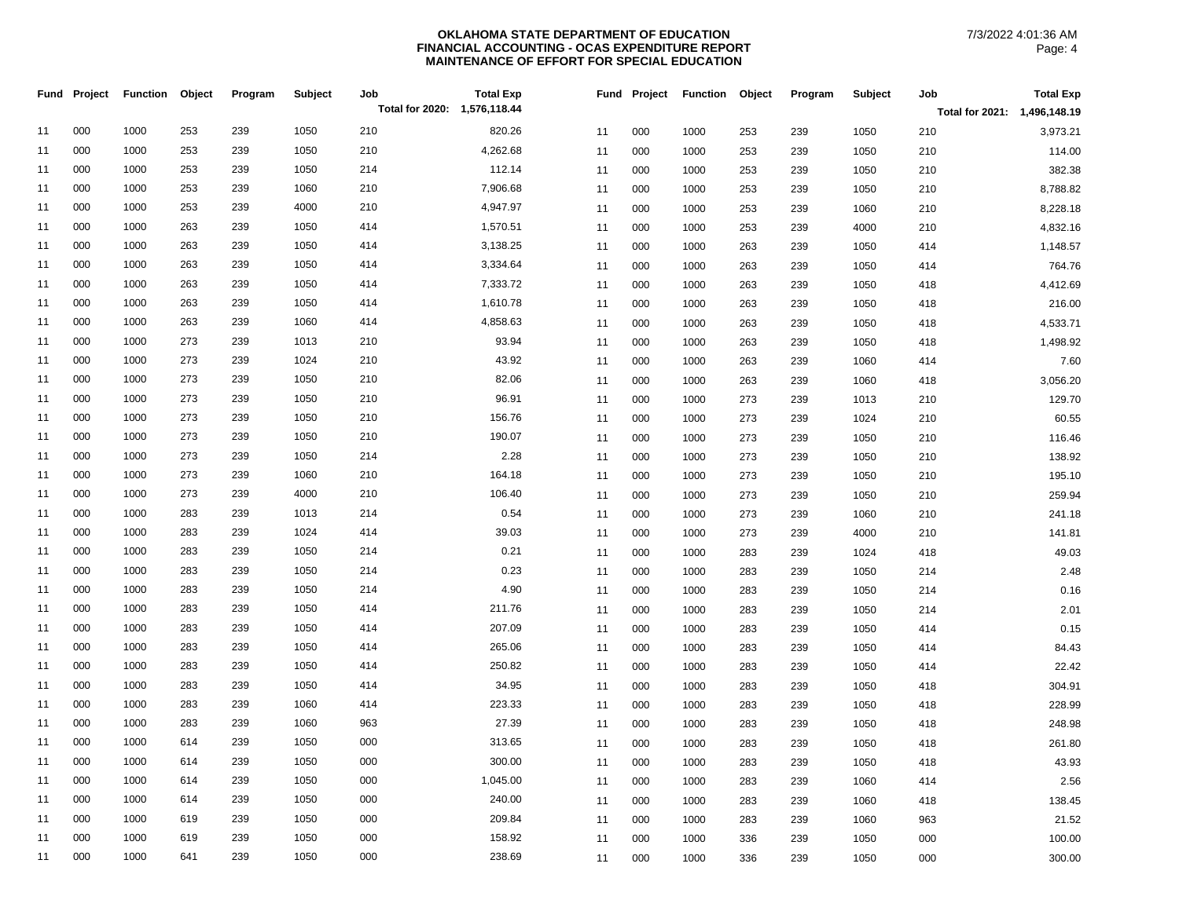**OKLAHOMA STATE DEPARTMENT OF EDUCATION**
**FINANCIAL ACCOUNTING - OCAS EXPENDITURE REPORT**
**MAINTENANCE OF EFFORT FOR SPECIAL EDUCATION**

7/3/2022 4:01:36 AM

| Fund | Project | Function | Object | Program | Subject | Job | Total Exp |
|---|---|---|---|---|---|---|---|
| | | | | | | Total for 2020: | 1,576,118.44 |
| 11 | 000 | 1000 | 253 | 239 | 1050 | 210 | 820.26 |
| 11 | 000 | 1000 | 253 | 239 | 1050 | 210 | 4,262.68 |
| 11 | 000 | 1000 | 253 | 239 | 1050 | 214 | 112.14 |
| 11 | 000 | 1000 | 253 | 239 | 1060 | 210 | 7,906.68 |
| 11 | 000 | 1000 | 253 | 239 | 4000 | 210 | 4,947.97 |
| 11 | 000 | 1000 | 263 | 239 | 1050 | 414 | 1,570.51 |
| 11 | 000 | 1000 | 263 | 239 | 1050 | 414 | 3,138.25 |
| 11 | 000 | 1000 | 263 | 239 | 1050 | 414 | 3,334.64 |
| 11 | 000 | 1000 | 263 | 239 | 1050 | 414 | 7,333.72 |
| 11 | 000 | 1000 | 263 | 239 | 1050 | 414 | 1,610.78 |
| 11 | 000 | 1000 | 263 | 239 | 1060 | 414 | 4,858.63 |
| 11 | 000 | 1000 | 273 | 239 | 1013 | 210 | 93.94 |
| 11 | 000 | 1000 | 273 | 239 | 1024 | 210 | 43.92 |
| 11 | 000 | 1000 | 273 | 239 | 1050 | 210 | 82.06 |
| 11 | 000 | 1000 | 273 | 239 | 1050 | 210 | 96.91 |
| 11 | 000 | 1000 | 273 | 239 | 1050 | 210 | 156.76 |
| 11 | 000 | 1000 | 273 | 239 | 1050 | 210 | 190.07 |
| 11 | 000 | 1000 | 273 | 239 | 1050 | 214 | 2.28 |
| 11 | 000 | 1000 | 273 | 239 | 1060 | 210 | 164.18 |
| 11 | 000 | 1000 | 273 | 239 | 4000 | 210 | 106.40 |
| 11 | 000 | 1000 | 283 | 239 | 1013 | 214 | 0.54 |
| 11 | 000 | 1000 | 283 | 239 | 1024 | 414 | 39.03 |
| 11 | 000 | 1000 | 283 | 239 | 1050 | 214 | 0.21 |
| 11 | 000 | 1000 | 283 | 239 | 1050 | 214 | 0.23 |
| 11 | 000 | 1000 | 283 | 239 | 1050 | 214 | 4.90 |
| 11 | 000 | 1000 | 283 | 239 | 1050 | 414 | 211.76 |
| 11 | 000 | 1000 | 283 | 239 | 1050 | 414 | 207.09 |
| 11 | 000 | 1000 | 283 | 239 | 1050 | 414 | 265.06 |
| 11 | 000 | 1000 | 283 | 239 | 1050 | 414 | 250.82 |
| 11 | 000 | 1000 | 283 | 239 | 1050 | 414 | 34.95 |
| 11 | 000 | 1000 | 283 | 239 | 1060 | 414 | 223.33 |
| 11 | 000 | 1000 | 283 | 239 | 1060 | 963 | 27.39 |
| 11 | 000 | 1000 | 614 | 239 | 1050 | 000 | 313.65 |
| 11 | 000 | 1000 | 614 | 239 | 1050 | 000 | 300.00 |
| 11 | 000 | 1000 | 614 | 239 | 1050 | 000 | 1,045.00 |
| 11 | 000 | 1000 | 614 | 239 | 1050 | 000 | 240.00 |
| 11 | 000 | 1000 | 619 | 239 | 1050 | 000 | 209.84 |
| 11 | 000 | 1000 | 619 | 239 | 1050 | 000 | 158.92 |
| 11 | 000 | 1000 | 641 | 239 | 1050 | 000 | 238.69 |

| Fund | Project | Function | Object | Program | Subject | Job | Total Exp |
|---|---|---|---|---|---|---|---|
| | | | | | | Total for 2021: | 1,496,148.19 |
| 11 | 000 | 1000 | 253 | 239 | 1050 | 210 | 3,973.21 |
| 11 | 000 | 1000 | 253 | 239 | 1050 | 210 | 114.00 |
| 11 | 000 | 1000 | 253 | 239 | 1050 | 210 | 382.38 |
| 11 | 000 | 1000 | 253 | 239 | 1050 | 210 | 8,788.82 |
| 11 | 000 | 1000 | 253 | 239 | 1060 | 210 | 8,228.18 |
| 11 | 000 | 1000 | 253 | 239 | 4000 | 210 | 4,832.16 |
| 11 | 000 | 1000 | 263 | 239 | 1050 | 414 | 1,148.57 |
| 11 | 000 | 1000 | 263 | 239 | 1050 | 414 | 764.76 |
| 11 | 000 | 1000 | 263 | 239 | 1050 | 418 | 4,412.69 |
| 11 | 000 | 1000 | 263 | 239 | 1050 | 418 | 216.00 |
| 11 | 000 | 1000 | 263 | 239 | 1050 | 418 | 4,533.71 |
| 11 | 000 | 1000 | 263 | 239 | 1050 | 418 | 1,498.92 |
| 11 | 000 | 1000 | 263 | 239 | 1060 | 414 | 7.60 |
| 11 | 000 | 1000 | 263 | 239 | 1060 | 418 | 3,056.20 |
| 11 | 000 | 1000 | 273 | 239 | 1013 | 210 | 129.70 |
| 11 | 000 | 1000 | 273 | 239 | 1024 | 210 | 60.55 |
| 11 | 000 | 1000 | 273 | 239 | 1050 | 210 | 116.46 |
| 11 | 000 | 1000 | 273 | 239 | 1050 | 210 | 138.92 |
| 11 | 000 | 1000 | 273 | 239 | 1050 | 210 | 195.10 |
| 11 | 000 | 1000 | 273 | 239 | 1050 | 210 | 259.94 |
| 11 | 000 | 1000 | 273 | 239 | 1060 | 210 | 241.18 |
| 11 | 000 | 1000 | 273 | 239 | 4000 | 210 | 141.81 |
| 11 | 000 | 1000 | 283 | 239 | 1024 | 418 | 49.03 |
| 11 | 000 | 1000 | 283 | 239 | 1050 | 214 | 2.48 |
| 11 | 000 | 1000 | 283 | 239 | 1050 | 214 | 0.16 |
| 11 | 000 | 1000 | 283 | 239 | 1050 | 214 | 2.01 |
| 11 | 000 | 1000 | 283 | 239 | 1050 | 414 | 0.15 |
| 11 | 000 | 1000 | 283 | 239 | 1050 | 414 | 84.43 |
| 11 | 000 | 1000 | 283 | 239 | 1050 | 414 | 22.42 |
| 11 | 000 | 1000 | 283 | 239 | 1050 | 418 | 304.91 |
| 11 | 000 | 1000 | 283 | 239 | 1050 | 418 | 228.99 |
| 11 | 000 | 1000 | 283 | 239 | 1050 | 418 | 248.98 |
| 11 | 000 | 1000 | 283 | 239 | 1050 | 418 | 261.80 |
| 11 | 000 | 1000 | 283 | 239 | 1050 | 418 | 43.93 |
| 11 | 000 | 1000 | 283 | 239 | 1060 | 414 | 2.56 |
| 11 | 000 | 1000 | 283 | 239 | 1060 | 418 | 138.45 |
| 11 | 000 | 1000 | 283 | 239 | 1060 | 963 | 21.52 |
| 11 | 000 | 1000 | 336 | 239 | 1050 | 000 | 100.00 |
| 11 | 000 | 1000 | 336 | 239 | 1050 | 000 | 300.00 |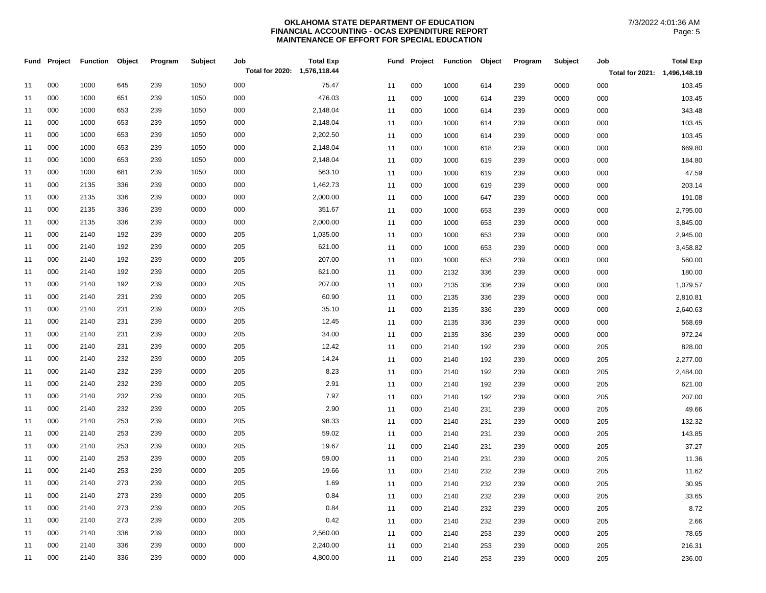**OKLAHOMA STATE DEPARTMENT OF EDUCATION**
**FINANCIAL ACCOUNTING - OCAS EXPENDITURE REPORT**
**MAINTENANCE OF EFFORT FOR SPECIAL EDUCATION**

7/3/2022 4:01:36 AM

| Fund | Project | Function | Object | Program | Subject | Job | Total Exp |
|---|---|---|---|---|---|---|---|
| | | | | | | Total for 2020: | 1,576,118.44 |
| 11 | 000 | 1000 | 645 | 239 | 1050 | 000 | 75.47 |
| 11 | 000 | 1000 | 651 | 239 | 1050 | 000 | 476.03 |
| 11 | 000 | 1000 | 653 | 239 | 1050 | 000 | 2,148.04 |
| 11 | 000 | 1000 | 653 | 239 | 1050 | 000 | 2,148.04 |
| 11 | 000 | 1000 | 653 | 239 | 1050 | 000 | 2,202.50 |
| 11 | 000 | 1000 | 653 | 239 | 1050 | 000 | 2,148.04 |
| 11 | 000 | 1000 | 653 | 239 | 1050 | 000 | 2,148.04 |
| 11 | 000 | 1000 | 681 | 239 | 1050 | 000 | 563.10 |
| 11 | 000 | 2135 | 336 | 239 | 0000 | 000 | 1,462.73 |
| 11 | 000 | 2135 | 336 | 239 | 0000 | 000 | 2,000.00 |
| 11 | 000 | 2135 | 336 | 239 | 0000 | 000 | 351.67 |
| 11 | 000 | 2135 | 336 | 239 | 0000 | 000 | 2,000.00 |
| 11 | 000 | 2140 | 192 | 239 | 0000 | 205 | 1,035.00 |
| 11 | 000 | 2140 | 192 | 239 | 0000 | 205 | 621.00 |
| 11 | 000 | 2140 | 192 | 239 | 0000 | 205 | 207.00 |
| 11 | 000 | 2140 | 192 | 239 | 0000 | 205 | 621.00 |
| 11 | 000 | 2140 | 192 | 239 | 0000 | 205 | 207.00 |
| 11 | 000 | 2140 | 231 | 239 | 0000 | 205 | 60.90 |
| 11 | 000 | 2140 | 231 | 239 | 0000 | 205 | 35.10 |
| 11 | 000 | 2140 | 231 | 239 | 0000 | 205 | 12.45 |
| 11 | 000 | 2140 | 231 | 239 | 0000 | 205 | 34.00 |
| 11 | 000 | 2140 | 231 | 239 | 0000 | 205 | 12.42 |
| 11 | 000 | 2140 | 232 | 239 | 0000 | 205 | 14.24 |
| 11 | 000 | 2140 | 232 | 239 | 0000 | 205 | 8.23 |
| 11 | 000 | 2140 | 232 | 239 | 0000 | 205 | 2.91 |
| 11 | 000 | 2140 | 232 | 239 | 0000 | 205 | 7.97 |
| 11 | 000 | 2140 | 232 | 239 | 0000 | 205 | 2.90 |
| 11 | 000 | 2140 | 253 | 239 | 0000 | 205 | 98.33 |
| 11 | 000 | 2140 | 253 | 239 | 0000 | 205 | 59.02 |
| 11 | 000 | 2140 | 253 | 239 | 0000 | 205 | 19.67 |
| 11 | 000 | 2140 | 253 | 239 | 0000 | 205 | 59.00 |
| 11 | 000 | 2140 | 253 | 239 | 0000 | 205 | 19.66 |
| 11 | 000 | 2140 | 273 | 239 | 0000 | 205 | 1.69 |
| 11 | 000 | 2140 | 273 | 239 | 0000 | 205 | 0.84 |
| 11 | 000 | 2140 | 273 | 239 | 0000 | 205 | 0.84 |
| 11 | 000 | 2140 | 273 | 239 | 0000 | 205 | 0.42 |
| 11 | 000 | 2140 | 336 | 239 | 0000 | 000 | 2,560.00 |
| 11 | 000 | 2140 | 336 | 239 | 0000 | 000 | 2,240.00 |
| 11 | 000 | 2140 | 336 | 239 | 0000 | 000 | 4,800.00 |

| Fund | Project | Function | Object | Program | Subject | Job | Total Exp |
|---|---|---|---|---|---|---|---|
| | | | | | | Total for 2021: | 1,496,148.19 |
| 11 | 000 | 1000 | 614 | 239 | 0000 | 000 | 103.45 |
| 11 | 000 | 1000 | 614 | 239 | 0000 | 000 | 103.45 |
| 11 | 000 | 1000 | 614 | 239 | 0000 | 000 | 343.48 |
| 11 | 000 | 1000 | 614 | 239 | 0000 | 000 | 103.45 |
| 11 | 000 | 1000 | 614 | 239 | 0000 | 000 | 103.45 |
| 11 | 000 | 1000 | 618 | 239 | 0000 | 000 | 669.80 |
| 11 | 000 | 1000 | 619 | 239 | 0000 | 000 | 184.80 |
| 11 | 000 | 1000 | 619 | 239 | 0000 | 000 | 47.59 |
| 11 | 000 | 1000 | 619 | 239 | 0000 | 000 | 203.14 |
| 11 | 000 | 1000 | 647 | 239 | 0000 | 000 | 191.08 |
| 11 | 000 | 1000 | 653 | 239 | 0000 | 000 | 2,795.00 |
| 11 | 000 | 1000 | 653 | 239 | 0000 | 000 | 3,845.00 |
| 11 | 000 | 1000 | 653 | 239 | 0000 | 000 | 2,945.00 |
| 11 | 000 | 1000 | 653 | 239 | 0000 | 000 | 3,458.82 |
| 11 | 000 | 1000 | 653 | 239 | 0000 | 000 | 560.00 |
| 11 | 000 | 2132 | 336 | 239 | 0000 | 000 | 180.00 |
| 11 | 000 | 2135 | 336 | 239 | 0000 | 000 | 1,079.57 |
| 11 | 000 | 2135 | 336 | 239 | 0000 | 000 | 2,810.81 |
| 11 | 000 | 2135 | 336 | 239 | 0000 | 000 | 2,640.63 |
| 11 | 000 | 2135 | 336 | 239 | 0000 | 000 | 568.69 |
| 11 | 000 | 2135 | 336 | 239 | 0000 | 000 | 972.24 |
| 11 | 000 | 2140 | 192 | 239 | 0000 | 205 | 828.00 |
| 11 | 000 | 2140 | 192 | 239 | 0000 | 205 | 2,277.00 |
| 11 | 000 | 2140 | 192 | 239 | 0000 | 205 | 2,484.00 |
| 11 | 000 | 2140 | 192 | 239 | 0000 | 205 | 621.00 |
| 11 | 000 | 2140 | 192 | 239 | 0000 | 205 | 207.00 |
| 11 | 000 | 2140 | 231 | 239 | 0000 | 205 | 49.66 |
| 11 | 000 | 2140 | 231 | 239 | 0000 | 205 | 132.32 |
| 11 | 000 | 2140 | 231 | 239 | 0000 | 205 | 143.85 |
| 11 | 000 | 2140 | 231 | 239 | 0000 | 205 | 37.27 |
| 11 | 000 | 2140 | 231 | 239 | 0000 | 205 | 11.36 |
| 11 | 000 | 2140 | 232 | 239 | 0000 | 205 | 11.62 |
| 11 | 000 | 2140 | 232 | 239 | 0000 | 205 | 30.95 |
| 11 | 000 | 2140 | 232 | 239 | 0000 | 205 | 33.65 |
| 11 | 000 | 2140 | 232 | 239 | 0000 | 205 | 8.72 |
| 11 | 000 | 2140 | 232 | 239 | 0000 | 205 | 2.66 |
| 11 | 000 | 2140 | 253 | 239 | 0000 | 205 | 78.65 |
| 11 | 000 | 2140 | 253 | 239 | 0000 | 205 | 216.31 |
| 11 | 000 | 2140 | 253 | 239 | 0000 | 205 | 236.00 |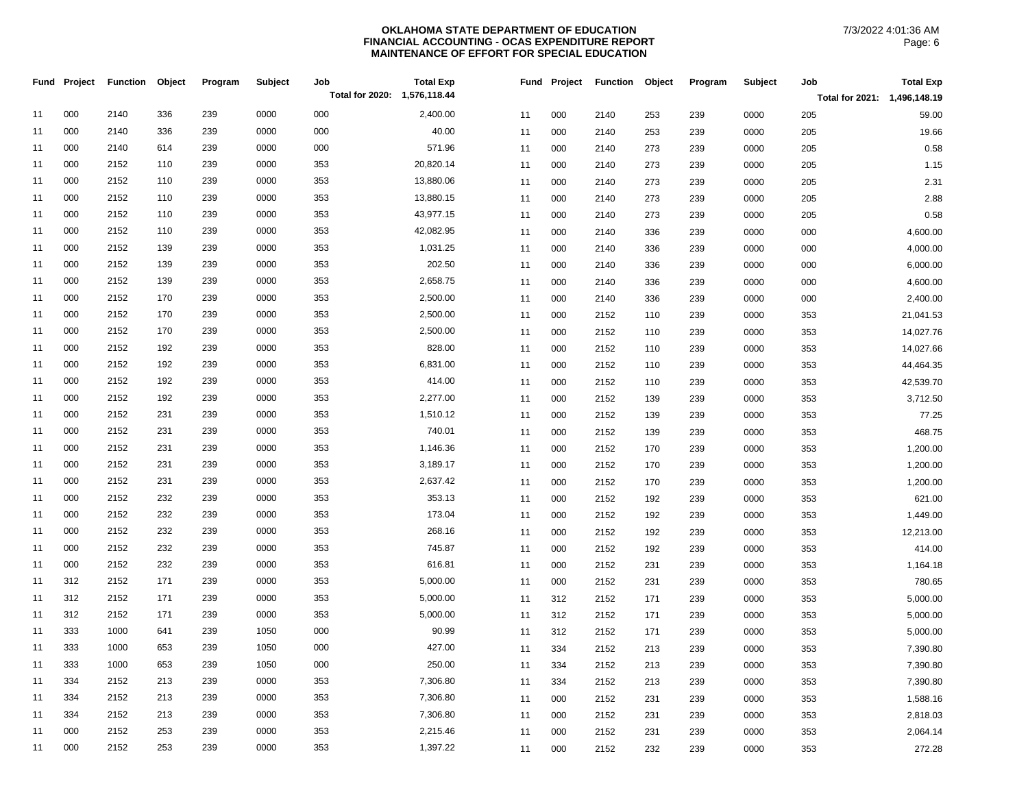**OKLAHOMA STATE DEPARTMENT OF EDUCATION**
**FINANCIAL ACCOUNTING - OCAS EXPENDITURE REPORT**
**MAINTENANCE OF EFFORT FOR SPECIAL EDUCATION**

7/3/2022 4:01:36 AM

| Fund | Project | Function | Object | Program | Subject | Job | Total Exp |
|---|---|---|---|---|---|---|---|
| | | | | | | Total for 2020: | 1,576,118.44 |
| 11 | 000 | 2140 | 336 | 239 | 0000 | 000 | 2,400.00 |
| 11 | 000 | 2140 | 336 | 239 | 0000 | 000 | 40.00 |
| 11 | 000 | 2140 | 614 | 239 | 0000 | 000 | 571.96 |
| 11 | 000 | 2152 | 110 | 239 | 0000 | 353 | 20,820.14 |
| 11 | 000 | 2152 | 110 | 239 | 0000 | 353 | 13,880.06 |
| 11 | 000 | 2152 | 110 | 239 | 0000 | 353 | 13,880.15 |
| 11 | 000 | 2152 | 110 | 239 | 0000 | 353 | 43,977.15 |
| 11 | 000 | 2152 | 110 | 239 | 0000 | 353 | 42,082.95 |
| 11 | 000 | 2152 | 139 | 239 | 0000 | 353 | 1,031.25 |
| 11 | 000 | 2152 | 139 | 239 | 0000 | 353 | 202.50 |
| 11 | 000 | 2152 | 139 | 239 | 0000 | 353 | 2,658.75 |
| 11 | 000 | 2152 | 170 | 239 | 0000 | 353 | 2,500.00 |
| 11 | 000 | 2152 | 170 | 239 | 0000 | 353 | 2,500.00 |
| 11 | 000 | 2152 | 170 | 239 | 0000 | 353 | 2,500.00 |
| 11 | 000 | 2152 | 192 | 239 | 0000 | 353 | 828.00 |
| 11 | 000 | 2152 | 192 | 239 | 0000 | 353 | 6,831.00 |
| 11 | 000 | 2152 | 192 | 239 | 0000 | 353 | 414.00 |
| 11 | 000 | 2152 | 192 | 239 | 0000 | 353 | 2,277.00 |
| 11 | 000 | 2152 | 231 | 239 | 0000 | 353 | 1,510.12 |
| 11 | 000 | 2152 | 231 | 239 | 0000 | 353 | 740.01 |
| 11 | 000 | 2152 | 231 | 239 | 0000 | 353 | 1,146.36 |
| 11 | 000 | 2152 | 231 | 239 | 0000 | 353 | 3,189.17 |
| 11 | 000 | 2152 | 231 | 239 | 0000 | 353 | 2,637.42 |
| 11 | 000 | 2152 | 232 | 239 | 0000 | 353 | 353.13 |
| 11 | 000 | 2152 | 232 | 239 | 0000 | 353 | 173.04 |
| 11 | 000 | 2152 | 232 | 239 | 0000 | 353 | 268.16 |
| 11 | 000 | 2152 | 232 | 239 | 0000 | 353 | 745.87 |
| 11 | 000 | 2152 | 232 | 239 | 0000 | 353 | 616.81 |
| 11 | 312 | 2152 | 171 | 239 | 0000 | 353 | 5,000.00 |
| 11 | 312 | 2152 | 171 | 239 | 0000 | 353 | 5,000.00 |
| 11 | 312 | 2152 | 171 | 239 | 0000 | 353 | 5,000.00 |
| 11 | 333 | 1000 | 641 | 239 | 1050 | 000 | 90.99 |
| 11 | 333 | 1000 | 653 | 239 | 1050 | 000 | 427.00 |
| 11 | 333 | 1000 | 653 | 239 | 1050 | 000 | 250.00 |
| 11 | 334 | 2152 | 213 | 239 | 0000 | 353 | 7,306.80 |
| 11 | 334 | 2152 | 213 | 239 | 0000 | 353 | 7,306.80 |
| 11 | 334 | 2152 | 213 | 239 | 0000 | 353 | 7,306.80 |
| 11 | 000 | 2152 | 253 | 239 | 0000 | 353 | 2,215.46 |
| 11 | 000 | 2152 | 253 | 239 | 0000 | 353 | 1,397.22 |

| Fund | Project | Function | Object | Program | Subject | Job | Total Exp |
|---|---|---|---|---|---|---|---|
| | | | | | | Total for 2021: | 1,496,148.19 |
| 11 | 000 | 2140 | 253 | 239 | 0000 | 205 | 59.00 |
| 11 | 000 | 2140 | 253 | 239 | 0000 | 205 | 19.66 |
| 11 | 000 | 2140 | 273 | 239 | 0000 | 205 | 0.58 |
| 11 | 000 | 2140 | 273 | 239 | 0000 | 205 | 1.15 |
| 11 | 000 | 2140 | 273 | 239 | 0000 | 205 | 2.31 |
| 11 | 000 | 2140 | 273 | 239 | 0000 | 205 | 2.88 |
| 11 | 000 | 2140 | 273 | 239 | 0000 | 205 | 0.58 |
| 11 | 000 | 2140 | 336 | 239 | 0000 | 000 | 4,600.00 |
| 11 | 000 | 2140 | 336 | 239 | 0000 | 000 | 4,000.00 |
| 11 | 000 | 2140 | 336 | 239 | 0000 | 000 | 6,000.00 |
| 11 | 000 | 2140 | 336 | 239 | 0000 | 000 | 4,600.00 |
| 11 | 000 | 2140 | 336 | 239 | 0000 | 000 | 2,400.00 |
| 11 | 000 | 2152 | 110 | 239 | 0000 | 353 | 21,041.53 |
| 11 | 000 | 2152 | 110 | 239 | 0000 | 353 | 14,027.76 |
| 11 | 000 | 2152 | 110 | 239 | 0000 | 353 | 14,027.66 |
| 11 | 000 | 2152 | 110 | 239 | 0000 | 353 | 44,464.35 |
| 11 | 000 | 2152 | 110 | 239 | 0000 | 353 | 42,539.70 |
| 11 | 000 | 2152 | 139 | 239 | 0000 | 353 | 3,712.50 |
| 11 | 000 | 2152 | 139 | 239 | 0000 | 353 | 77.25 |
| 11 | 000 | 2152 | 139 | 239 | 0000 | 353 | 468.75 |
| 11 | 000 | 2152 | 170 | 239 | 0000 | 353 | 1,200.00 |
| 11 | 000 | 2152 | 170 | 239 | 0000 | 353 | 1,200.00 |
| 11 | 000 | 2152 | 170 | 239 | 0000 | 353 | 1,200.00 |
| 11 | 000 | 2152 | 192 | 239 | 0000 | 353 | 621.00 |
| 11 | 000 | 2152 | 192 | 239 | 0000 | 353 | 1,449.00 |
| 11 | 000 | 2152 | 192 | 239 | 0000 | 353 | 12,213.00 |
| 11 | 000 | 2152 | 192 | 239 | 0000 | 353 | 414.00 |
| 11 | 000 | 2152 | 231 | 239 | 0000 | 353 | 1,164.18 |
| 11 | 000 | 2152 | 231 | 239 | 0000 | 353 | 780.65 |
| 11 | 312 | 2152 | 171 | 239 | 0000 | 353 | 5,000.00 |
| 11 | 312 | 2152 | 171 | 239 | 0000 | 353 | 5,000.00 |
| 11 | 312 | 2152 | 171 | 239 | 0000 | 353 | 5,000.00 |
| 11 | 334 | 2152 | 213 | 239 | 0000 | 353 | 7,390.80 |
| 11 | 334 | 2152 | 213 | 239 | 0000 | 353 | 7,390.80 |
| 11 | 334 | 2152 | 213 | 239 | 0000 | 353 | 7,390.80 |
| 11 | 000 | 2152 | 231 | 239 | 0000 | 353 | 1,588.16 |
| 11 | 000 | 2152 | 231 | 239 | 0000 | 353 | 2,818.03 |
| 11 | 000 | 2152 | 231 | 239 | 0000 | 353 | 2,064.14 |
| 11 | 000 | 2152 | 232 | 239 | 0000 | 353 | 272.28 |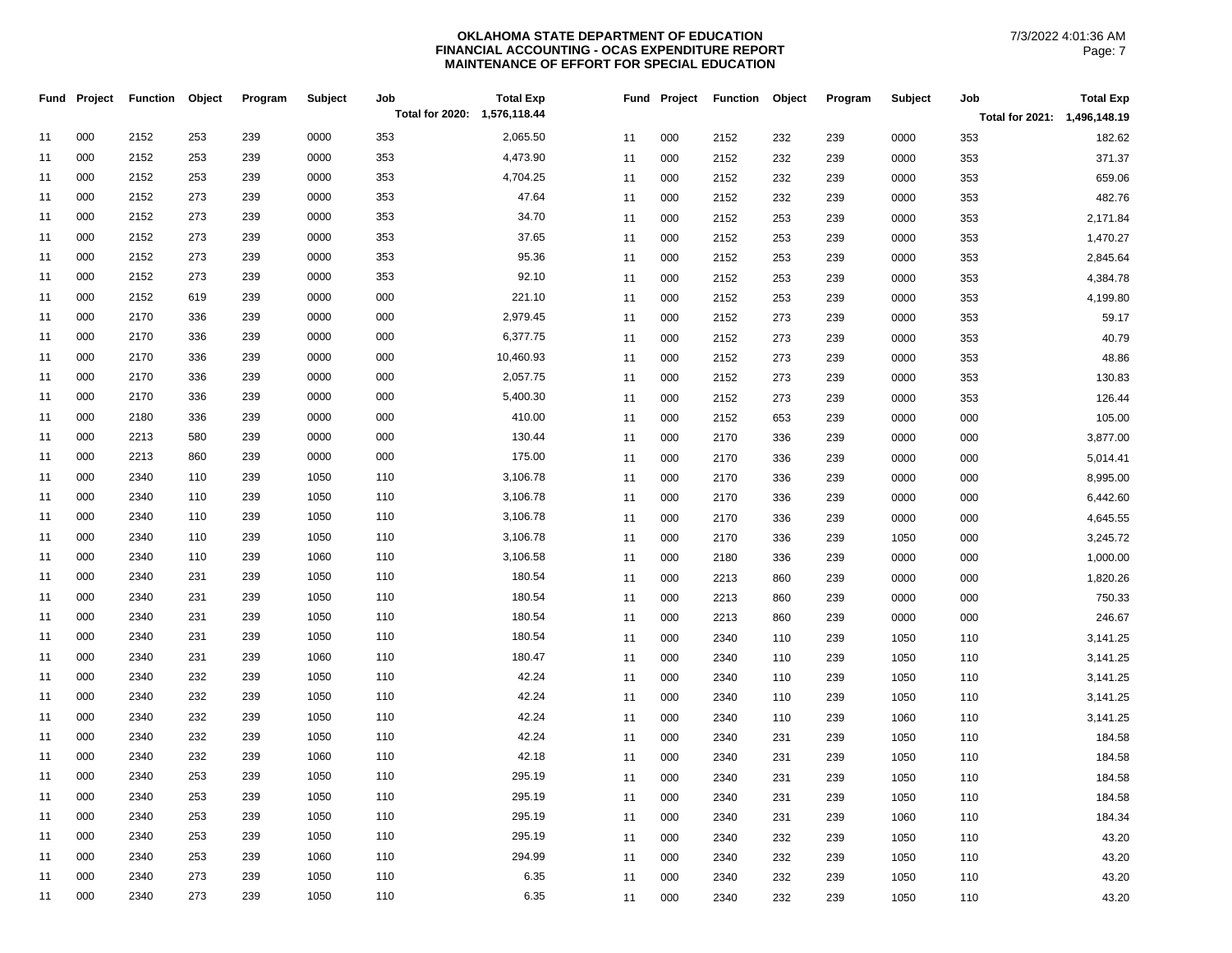**OKLAHOMA STATE DEPARTMENT OF EDUCATION**
**FINANCIAL ACCOUNTING - OCAS EXPENDITURE REPORT**
**MAINTENANCE OF EFFORT FOR SPECIAL EDUCATION**

7/3/2022 4:01:36 AM

| Fund | Project | Function | Object | Program | Subject | Job | Total Exp |
|---|---|---|---|---|---|---|---|
| | | | | | | **Total for 2020:** | **1,576,118.44** |
| 11 | 000 | 2152 | 253 | 239 | 0000 | 353 | 2,065.50 |
| 11 | 000 | 2152 | 253 | 239 | 0000 | 353 | 4,473.90 |
| 11 | 000 | 2152 | 253 | 239 | 0000 | 353 | 4,704.25 |
| 11 | 000 | 2152 | 273 | 239 | 0000 | 353 | 47.64 |
| 11 | 000 | 2152 | 273 | 239 | 0000 | 353 | 34.70 |
| 11 | 000 | 2152 | 273 | 239 | 0000 | 353 | 37.65 |
| 11 | 000 | 2152 | 273 | 239 | 0000 | 353 | 95.36 |
| 11 | 000 | 2152 | 273 | 239 | 0000 | 353 | 92.10 |
| 11 | 000 | 2152 | 619 | 239 | 0000 | 000 | 221.10 |
| 11 | 000 | 2170 | 336 | 239 | 0000 | 000 | 2,979.45 |
| 11 | 000 | 2170 | 336 | 239 | 0000 | 000 | 6,377.75 |
| 11 | 000 | 2170 | 336 | 239 | 0000 | 000 | 10,460.93 |
| 11 | 000 | 2170 | 336 | 239 | 0000 | 000 | 2,057.75 |
| 11 | 000 | 2170 | 336 | 239 | 0000 | 000 | 5,400.30 |
| 11 | 000 | 2180 | 336 | 239 | 0000 | 000 | 410.00 |
| 11 | 000 | 2213 | 580 | 239 | 0000 | 000 | 130.44 |
| 11 | 000 | 2213 | 860 | 239 | 0000 | 000 | 175.00 |
| 11 | 000 | 2340 | 110 | 239 | 1050 | 110 | 3,106.78 |
| 11 | 000 | 2340 | 110 | 239 | 1050 | 110 | 3,106.78 |
| 11 | 000 | 2340 | 110 | 239 | 1050 | 110 | 3,106.78 |
| 11 | 000 | 2340 | 110 | 239 | 1050 | 110 | 3,106.78 |
| 11 | 000 | 2340 | 110 | 239 | 1060 | 110 | 3,106.58 |
| 11 | 000 | 2340 | 231 | 239 | 1050 | 110 | 180.54 |
| 11 | 000 | 2340 | 231 | 239 | 1050 | 110 | 180.54 |
| 11 | 000 | 2340 | 231 | 239 | 1050 | 110 | 180.54 |
| 11 | 000 | 2340 | 231 | 239 | 1050 | 110 | 180.54 |
| 11 | 000 | 2340 | 231 | 239 | 1060 | 110 | 180.47 |
| 11 | 000 | 2340 | 232 | 239 | 1050 | 110 | 42.24 |
| 11 | 000 | 2340 | 232 | 239 | 1050 | 110 | 42.24 |
| 11 | 000 | 2340 | 232 | 239 | 1050 | 110 | 42.24 |
| 11 | 000 | 2340 | 232 | 239 | 1050 | 110 | 42.24 |
| 11 | 000 | 2340 | 232 | 239 | 1060 | 110 | 42.18 |
| 11 | 000 | 2340 | 253 | 239 | 1050 | 110 | 295.19 |
| 11 | 000 | 2340 | 253 | 239 | 1050 | 110 | 295.19 |
| 11 | 000 | 2340 | 253 | 239 | 1050 | 110 | 295.19 |
| 11 | 000 | 2340 | 253 | 239 | 1050 | 110 | 295.19 |
| 11 | 000 | 2340 | 253 | 239 | 1060 | 110 | 294.99 |
| 11 | 000 | 2340 | 273 | 239 | 1050 | 110 | 6.35 |
| 11 | 000 | 2340 | 273 | 239 | 1050 | 110 | 6.35 |

| Fund | Project | Function | Object | Program | Subject | Job | Total Exp |
|---|---|---|---|---|---|---|---|
| | | | | | | **Total for 2021:** | **1,496,148.19** |
| 11 | 000 | 2152 | 232 | 239 | 0000 | 353 | 182.62 |
| 11 | 000 | 2152 | 232 | 239 | 0000 | 353 | 371.37 |
| 11 | 000 | 2152 | 232 | 239 | 0000 | 353 | 659.06 |
| 11 | 000 | 2152 | 232 | 239 | 0000 | 353 | 482.76 |
| 11 | 000 | 2152 | 253 | 239 | 0000 | 353 | 2,171.84 |
| 11 | 000 | 2152 | 253 | 239 | 0000 | 353 | 1,470.27 |
| 11 | 000 | 2152 | 253 | 239 | 0000 | 353 | 2,845.64 |
| 11 | 000 | 2152 | 253 | 239 | 0000 | 353 | 4,384.78 |
| 11 | 000 | 2152 | 253 | 239 | 0000 | 353 | 4,199.80 |
| 11 | 000 | 2152 | 273 | 239 | 0000 | 353 | 59.17 |
| 11 | 000 | 2152 | 273 | 239 | 0000 | 353 | 40.79 |
| 11 | 000 | 2152 | 273 | 239 | 0000 | 353 | 48.86 |
| 11 | 000 | 2152 | 273 | 239 | 0000 | 353 | 130.83 |
| 11 | 000 | 2152 | 273 | 239 | 0000 | 353 | 126.44 |
| 11 | 000 | 2152 | 653 | 239 | 0000 | 000 | 105.00 |
| 11 | 000 | 2170 | 336 | 239 | 0000 | 000 | 3,877.00 |
| 11 | 000 | 2170 | 336 | 239 | 0000 | 000 | 5,014.41 |
| 11 | 000 | 2170 | 336 | 239 | 0000 | 000 | 8,995.00 |
| 11 | 000 | 2170 | 336 | 239 | 0000 | 000 | 6,442.60 |
| 11 | 000 | 2170 | 336 | 239 | 0000 | 000 | 4,645.55 |
| 11 | 000 | 2170 | 336 | 239 | 1050 | 000 | 3,245.72 |
| 11 | 000 | 2180 | 336 | 239 | 0000 | 000 | 1,000.00 |
| 11 | 000 | 2213 | 860 | 239 | 0000 | 000 | 1,820.26 |
| 11 | 000 | 2213 | 860 | 239 | 0000 | 000 | 750.33 |
| 11 | 000 | 2213 | 860 | 239 | 0000 | 000 | 246.67 |
| 11 | 000 | 2340 | 110 | 239 | 1050 | 110 | 3,141.25 |
| 11 | 000 | 2340 | 110 | 239 | 1050 | 110 | 3,141.25 |
| 11 | 000 | 2340 | 110 | 239 | 1050 | 110 | 3,141.25 |
| 11 | 000 | 2340 | 110 | 239 | 1050 | 110 | 3,141.25 |
| 11 | 000 | 2340 | 110 | 239 | 1060 | 110 | 3,141.25 |
| 11 | 000 | 2340 | 231 | 239 | 1050 | 110 | 184.58 |
| 11 | 000 | 2340 | 231 | 239 | 1050 | 110 | 184.58 |
| 11 | 000 | 2340 | 231 | 239 | 1050 | 110 | 184.58 |
| 11 | 000 | 2340 | 231 | 239 | 1050 | 110 | 184.58 |
| 11 | 000 | 2340 | 231 | 239 | 1060 | 110 | 184.34 |
| 11 | 000 | 2340 | 232 | 239 | 1050 | 110 | 43.20 |
| 11 | 000 | 2340 | 232 | 239 | 1050 | 110 | 43.20 |
| 11 | 000 | 2340 | 232 | 239 | 1050 | 110 | 43.20 |
| 11 | 000 | 2340 | 232 | 239 | 1050 | 110 | 43.20 |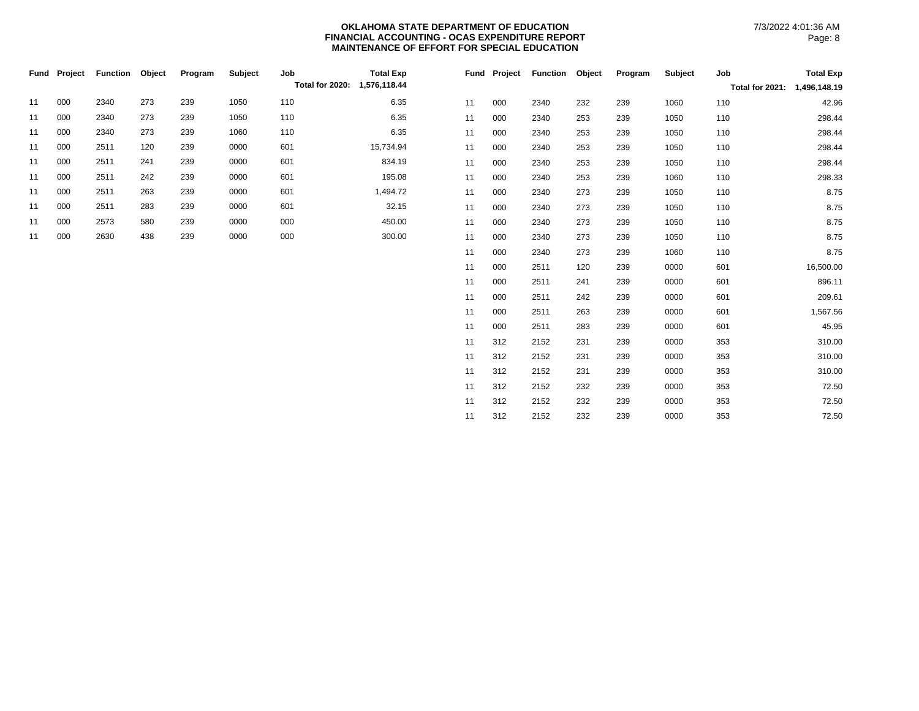**OKLAHOMA STATE DEPARTMENT OF EDUCATION**
**FINANCIAL ACCOUNTING - OCAS EXPENDITURE REPORT**
**MAINTENANCE OF EFFORT FOR SPECIAL EDUCATION**

7/3/2022 4:01:36 AM

| Fund | Project | Function | Object | Program | Subject | Job | Total Exp |
|---|---|---|---|---|---|---|---|
| | | | | | | **Total for 2020:** | **1,576,118.44** |
| 11 | 000 | 2340 | 273 | 239 | 1050 | 110 | 6.35 |
| 11 | 000 | 2340 | 273 | 239 | 1050 | 110 | 6.35 |
| 11 | 000 | 2340 | 273 | 239 | 1060 | 110 | 6.35 |
| 11 | 000 | 2511 | 120 | 239 | 0000 | 601 | 15,734.94 |
| 11 | 000 | 2511 | 241 | 239 | 0000 | 601 | 834.19 |
| 11 | 000 | 2511 | 242 | 239 | 0000 | 601 | 195.08 |
| 11 | 000 | 2511 | 263 | 239 | 0000 | 601 | 1,494.72 |
| 11 | 000 | 2511 | 283 | 239 | 0000 | 601 | 32.15 |
| 11 | 000 | 2573 | 580 | 239 | 0000 | 000 | 450.00 |
| 11 | 000 | 2630 | 438 | 239 | 0000 | 000 | 300.00 |

| Fund | Project | Function | Object | Program | Subject | Job | Total Exp |
|---|---|---|---|---|---|---|---|
| | | | | | | **Total for 2021:** | **1,496,148.19** |
| 11 | 000 | 2340 | 232 | 239 | 1060 | 110 | 42.96 |
| 11 | 000 | 2340 | 253 | 239 | 1050 | 110 | 298.44 |
| 11 | 000 | 2340 | 253 | 239 | 1050 | 110 | 298.44 |
| 11 | 000 | 2340 | 253 | 239 | 1050 | 110 | 298.44 |
| 11 | 000 | 2340 | 253 | 239 | 1050 | 110 | 298.44 |
| 11 | 000 | 2340 | 253 | 239 | 1060 | 110 | 298.33 |
| 11 | 000 | 2340 | 273 | 239 | 1050 | 110 | 8.75 |
| 11 | 000 | 2340 | 273 | 239 | 1050 | 110 | 8.75 |
| 11 | 000 | 2340 | 273 | 239 | 1050 | 110 | 8.75 |
| 11 | 000 | 2340 | 273 | 239 | 1050 | 110 | 8.75 |
| 11 | 000 | 2340 | 273 | 239 | 1060 | 110 | 8.75 |
| 11 | 000 | 2511 | 120 | 239 | 0000 | 601 | 16,500.00 |
| 11 | 000 | 2511 | 241 | 239 | 0000 | 601 | 896.11 |
| 11 | 000 | 2511 | 242 | 239 | 0000 | 601 | 209.61 |
| 11 | 000 | 2511 | 263 | 239 | 0000 | 601 | 1,567.56 |
| 11 | 000 | 2511 | 283 | 239 | 0000 | 601 | 45.95 |
| 11 | 312 | 2152 | 231 | 239 | 0000 | 353 | 310.00 |
| 11 | 312 | 2152 | 231 | 239 | 0000 | 353 | 310.00 |
| 11 | 312 | 2152 | 231 | 239 | 0000 | 353 | 310.00 |
| 11 | 312 | 2152 | 232 | 239 | 0000 | 353 | 72.50 |
| 11 | 312 | 2152 | 232 | 239 | 0000 | 353 | 72.50 |
| 11 | 312 | 2152 | 232 | 239 | 0000 | 353 | 72.50 |